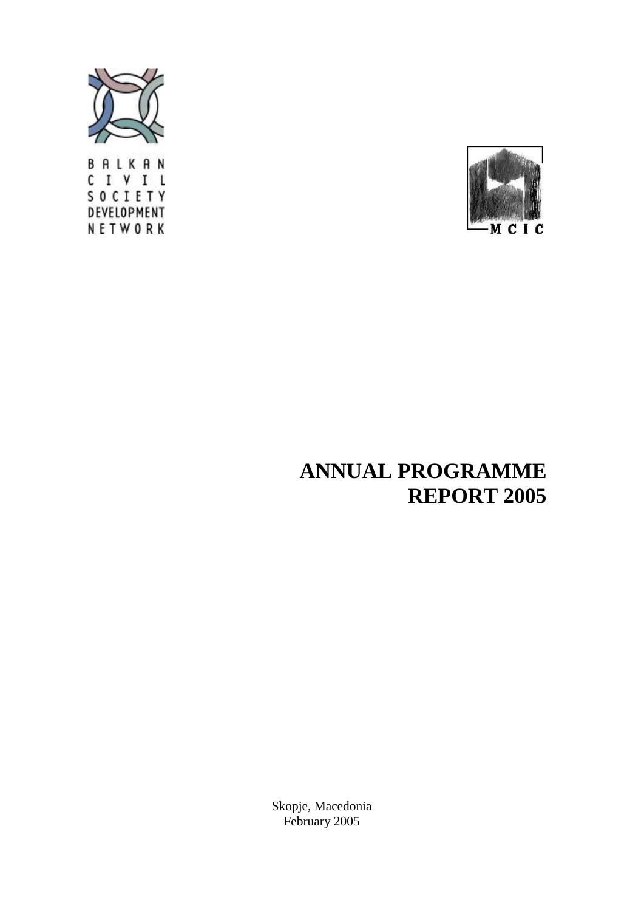BALKAN
CIVIL
SOCIETY
DEVELOPMENT
NETWORK

MCIC

# ANNUAL PROGRAMME REPORT 2005

Skopje, Macedonia
February 2005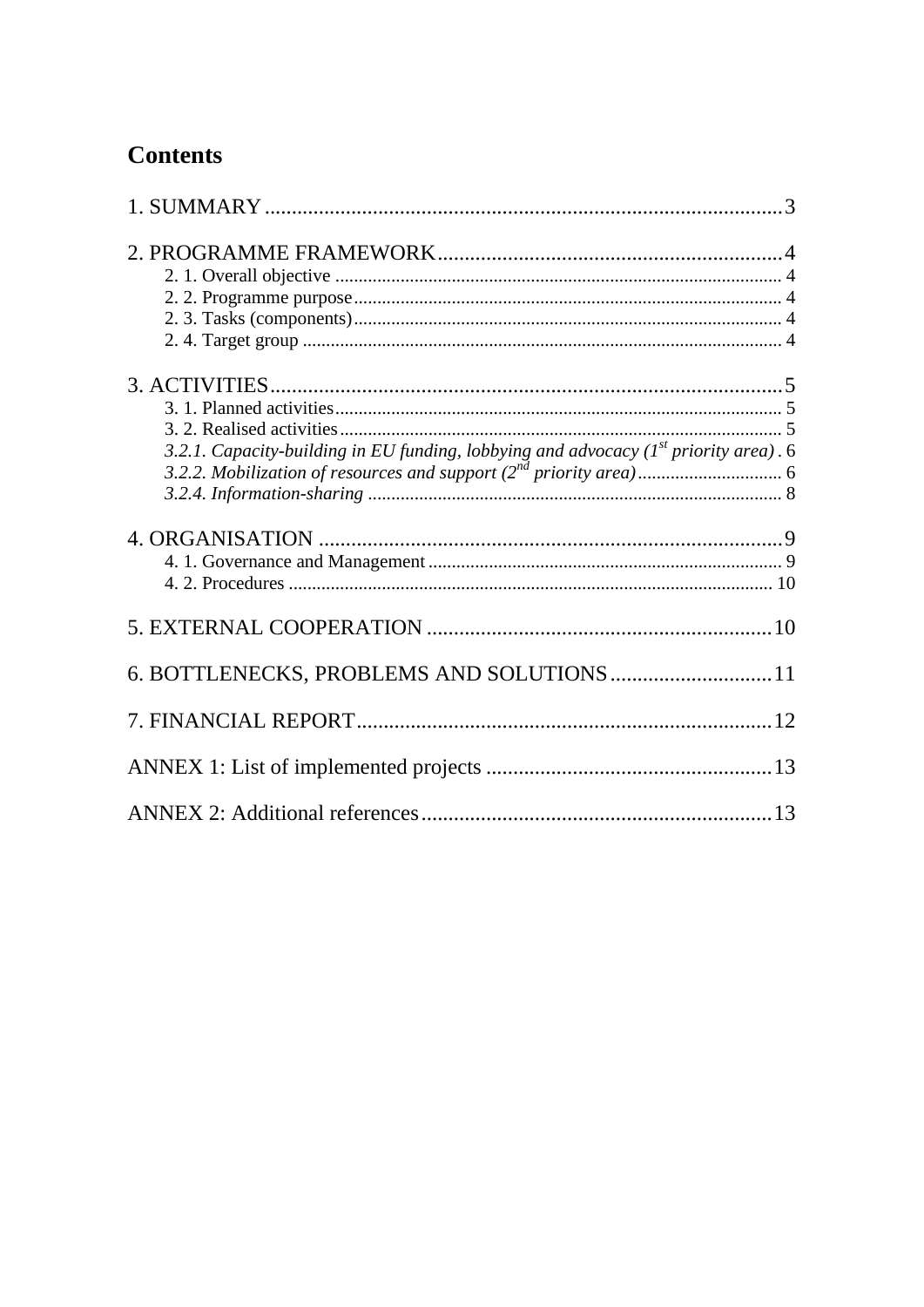# Contents

1. SUMMARY ........................................ 3

2. PROGRAMME FRAMEWORK ........................................ 4
   - 2. 1. Overall objective ........................................ 4
   - 2. 2. Programme purpose ........................................ 4
   - 2. 3. Tasks (components) ........................................ 4
   - 2. 4. Target group ........................................ 4

3. ACTIVITIES ........................................ 5
   - 3. 1. Planned activities ........................................ 5
   - 3. 2. Realised activities ........................................ 5
   - *3.2.1. Capacity-building in EU funding, lobbying and advocacy (1st priority area)* . 6
   - *3.2.2. Mobilization of resources and support (2nd priority area)* ........................................ 6
   - *3.2.4. Information-sharing* ........................................ 8

4. ORGANISATION ........................................ 9
   - 4. 1. Governance and Management ........................................ 9
   - 4. 2. Procedures ........................................ 10

5. EXTERNAL COOPERATION ........................................ 10

6. BOTTLENECKS, PROBLEMS AND SOLUTIONS ........................................ 11

7. FINANCIAL REPORT ........................................ 12

ANNEX 1: List of implemented projects ........................................ 13

ANNEX 2: Additional references ........................................ 13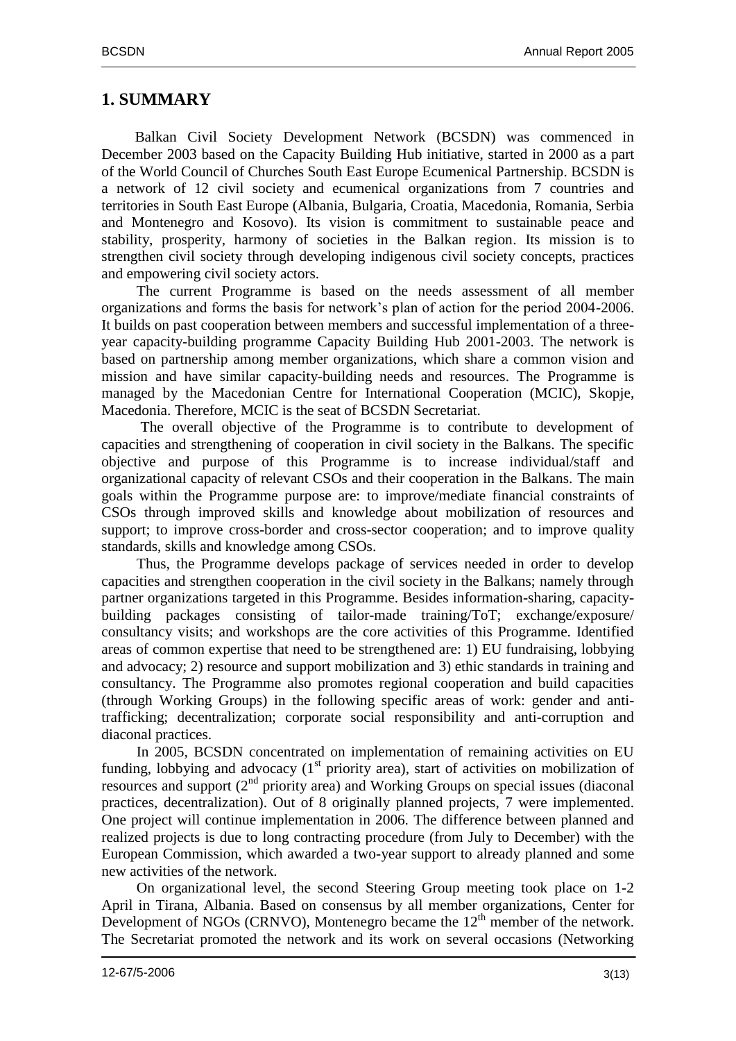# 1. SUMMARY

Balkan Civil Society Development Network (BCSDN) was commenced in December 2003 based on the Capacity Building Hub initiative, started in 2000 as a part of the World Council of Churches South East Europe Ecumenical Partnership. BCSDN is a network of 12 civil society and ecumenical organizations from 7 countries and territories in South East Europe (Albania, Bulgaria, Croatia, Macedonia, Romania, Serbia and Montenegro and Kosovo). Its vision is commitment to sustainable peace and stability, prosperity, harmony of societies in the Balkan region. Its mission is to strengthen civil society through developing indigenous civil society concepts, practices and empowering civil society actors.

The current Programme is based on the needs assessment of all member organizations and forms the basis for network's plan of action for the period 2004-2006. It builds on past cooperation between members and successful implementation of a three-year capacity-building programme Capacity Building Hub 2001-2003. The network is based on partnership among member organizations, which share a common vision and mission and have similar capacity-building needs and resources. The Programme is managed by the Macedonian Centre for International Cooperation (MCIC), Skopje, Macedonia. Therefore, MCIC is the seat of BCSDN Secretariat.

The overall objective of the Programme is to contribute to development of capacities and strengthening of cooperation in civil society in the Balkans. The specific objective and purpose of this Programme is to increase individual/staff and organizational capacity of relevant CSOs and their cooperation in the Balkans. The main goals within the Programme purpose are: to improve/mediate financial constraints of CSOs through improved skills and knowledge about mobilization of resources and support; to improve cross-border and cross-sector cooperation; and to improve quality standards, skills and knowledge among CSOs.

Thus, the Programme develops package of services needed in order to develop capacities and strengthen cooperation in the civil society in the Balkans; namely through partner organizations targeted in this Programme. Besides information-sharing, capacity-building packages consisting of tailor-made training/ToT; exchange/exposure/ consultancy visits; and workshops are the core activities of this Programme. Identified areas of common expertise that need to be strengthened are: 1) EU fundraising, lobbying and advocacy; 2) resource and support mobilization and 3) ethic standards in training and consultancy. The Programme also promotes regional cooperation and build capacities (through Working Groups) in the following specific areas of work: gender and anti-trafficking; decentralization; corporate social responsibility and anti-corruption and diaconal practices.

In 2005, BCSDN concentrated on implementation of remaining activities on EU funding, lobbying and advocacy (1st priority area), start of activities on mobilization of resources and support (2nd priority area) and Working Groups on special issues (diaconal practices, decentralization). Out of 8 originally planned projects, 7 were implemented. One project will continue implementation in 2006. The difference between planned and realized projects is due to long contracting procedure (from July to December) with the European Commission, which awarded a two-year support to already planned and some new activities of the network.

On organizational level, the second Steering Group meeting took place on 1-2 April in Tirana, Albania. Based on consensus by all member organizations, Center for Development of NGOs (CRNVO), Montenegro became the 12th member of the network. The Secretariat promoted the network and its work on several occasions (Networking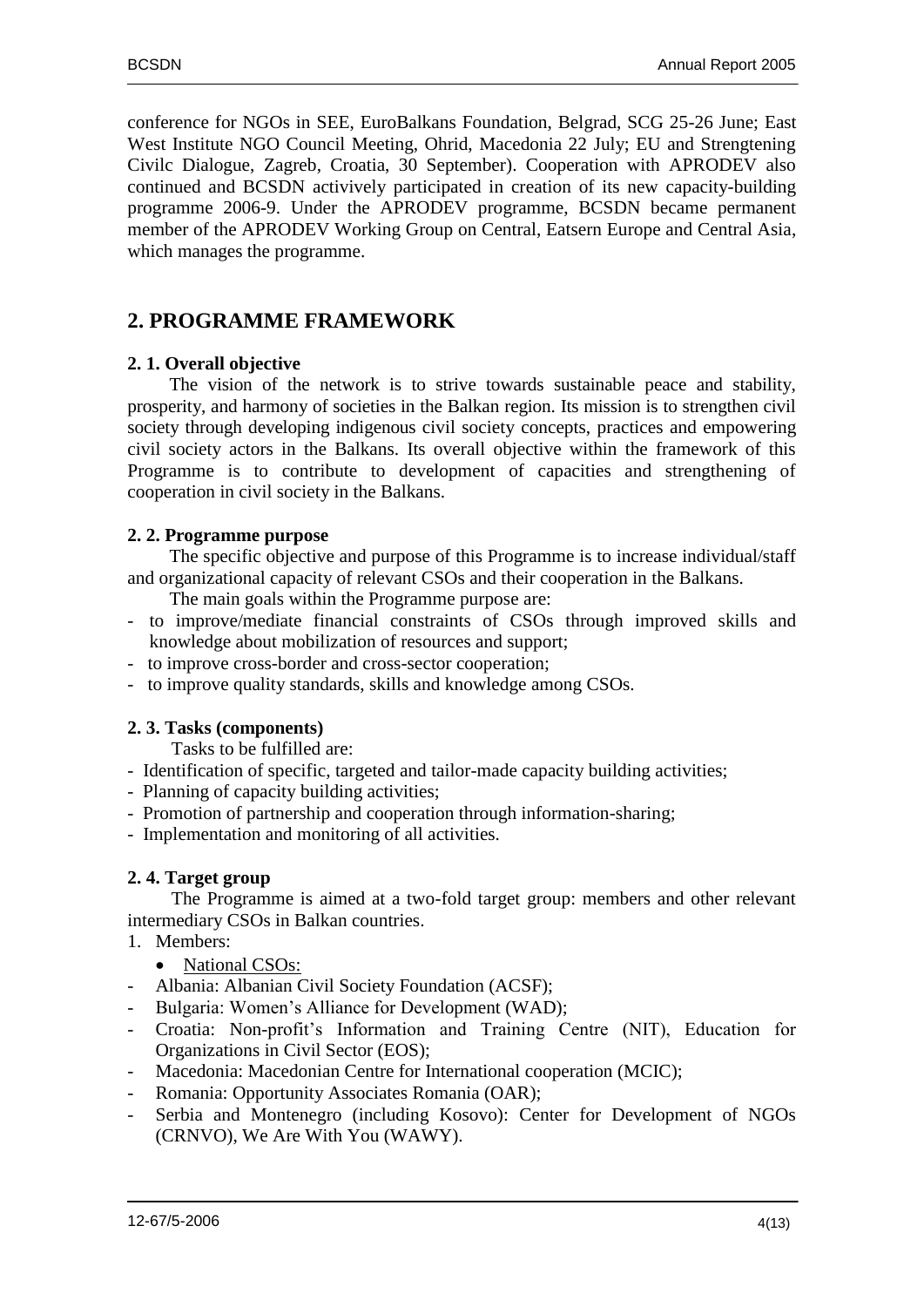conference for NGOs in SEE, EuroBalkans Foundation, Belgrad, SCG 25-26 June; East West Institute NGO Council Meeting, Ohrid, Macedonia 22 July; EU and Strengtening Civilc Dialogue, Zagreb, Croatia, 30 September). Cooperation with APRODEV also continued and BCSDN activively participated in creation of its new capacity-building programme 2006-9. Under the APRODEV programme, BCSDN became permanent member of the APRODEV Working Group on Central, Eatsern Europe and Central Asia, which manages the programme.

## 2. PROGRAMME FRAMEWORK

### 2. 1. Overall objective

The vision of the network is to strive towards sustainable peace and stability, prosperity, and harmony of societies in the Balkan region. Its mission is to strengthen civil society through developing indigenous civil society concepts, practices and empowering civil society actors in the Balkans. Its overall objective within the framework of this Programme is to contribute to development of capacities and strengthening of cooperation in civil society in the Balkans.

### 2. 2. Programme purpose

The specific objective and purpose of this Programme is to increase individual/staff and organizational capacity of relevant CSOs and their cooperation in the Balkans.

The main goals within the Programme purpose are:

- to improve/mediate financial constraints of CSOs through improved skills and knowledge about mobilization of resources and support;
- to improve cross-border and cross-sector cooperation;
- to improve quality standards, skills and knowledge among CSOs.

### 2. 3. Tasks (components)

Tasks to be fulfilled are:

- Identification of specific, targeted and tailor-made capacity building activities;
- Planning of capacity building activities;
- Promotion of partnership and cooperation through information-sharing;
- Implementation and monitoring of all activities.

### 2. 4. Target group

The Programme is aimed at a two-fold target group: members and other relevant intermediary CSOs in Balkan countries.

1. Members:
   - National CSOs:

- Albania: Albanian Civil Society Foundation (ACSF);
- Bulgaria: Women's Alliance for Development (WAD);
- Croatia: Non-profit's Information and Training Centre (NIT), Education for Organizations in Civil Sector (EOS);
- Macedonia: Macedonian Centre for International cooperation (MCIC);
- Romania: Opportunity Associates Romania (OAR);
- Serbia and Montenegro (including Kosovo): Center for Development of NGOs (CRNVO), We Are With You (WAWY).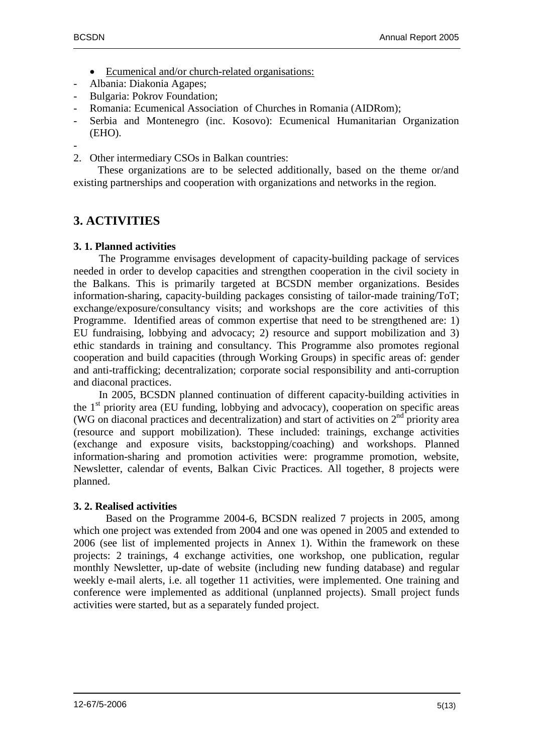- Ecumenical and/or church-related organisations:

- Albania: Diakonia Agapes;
- Bulgaria: Pokrov Foundation;
- Romania: Ecumenical Association of Churches in Romania (AIDRom);
- Serbia and Montenegro (inc. Kosovo): Ecumenical Humanitarian Organization (EHO).
-

2. Other intermediary CSOs in Balkan countries:

These organizations are to be selected additionally, based on the theme or/and existing partnerships and cooperation with organizations and networks in the region.

## 3. ACTIVITIES

### 3. 1. Planned activities

The Programme envisages development of capacity-building package of services needed in order to develop capacities and strengthen cooperation in the civil society in the Balkans. This is primarily targeted at BCSDN member organizations. Besides information-sharing, capacity-building packages consisting of tailor-made training/ToT; exchange/exposure/consultancy visits; and workshops are the core activities of this Programme. Identified areas of common expertise that need to be strengthened are: 1) EU fundraising, lobbying and advocacy; 2) resource and support mobilization and 3) ethic standards in training and consultancy. This Programme also promotes regional cooperation and build capacities (through Working Groups) in specific areas of: gender and anti-trafficking; decentralization; corporate social responsibility and anti-corruption and diaconal practices.

In 2005, BCSDN planned continuation of different capacity-building activities in the 1st priority area (EU funding, lobbying and advocacy), cooperation on specific areas (WG on diaconal practices and decentralization) and start of activities on 2nd priority area (resource and support mobilization). These included: trainings, exchange activities (exchange and exposure visits, backstopping/coaching) and workshops. Planned information-sharing and promotion activities were: programme promotion, website, Newsletter, calendar of events, Balkan Civic Practices. All together, 8 projects were planned.

### 3. 2. Realised activities

Based on the Programme 2004-6, BCSDN realized 7 projects in 2005, among which one project was extended from 2004 and one was opened in 2005 and extended to 2006 (see list of implemented projects in Annex 1). Within the framework on these projects: 2 trainings, 4 exchange activities, one workshop, one publication, regular monthly Newsletter, up-date of website (including new funding database) and regular weekly e-mail alerts, i.e. all together 11 activities, were implemented. One training and conference were implemented as additional (unplanned projects). Small project funds activities were started, but as a separately funded project.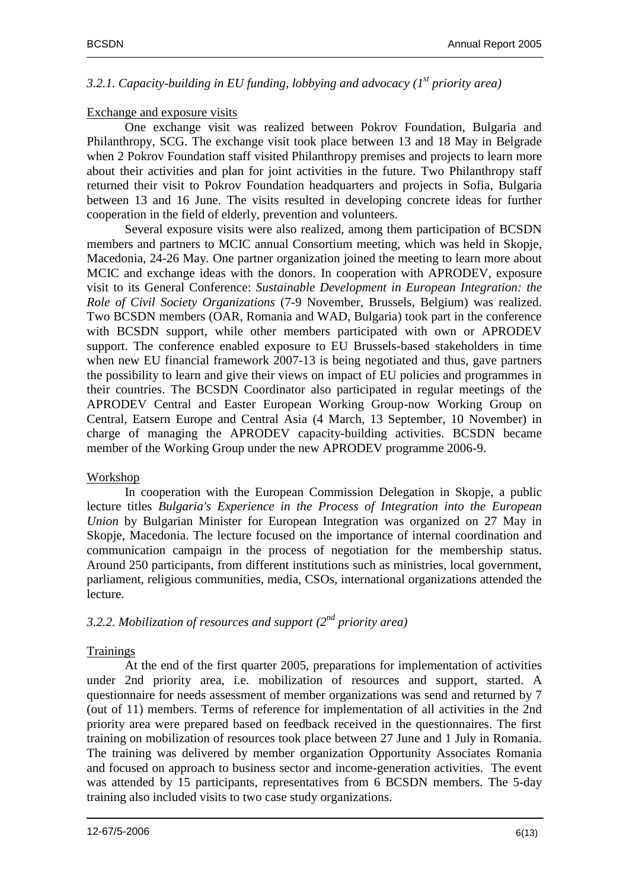### *3.2.1. Capacity-building in EU funding, lobbying and advocacy (1st priority area)*

Exchange and exposure visits

One exchange visit was realized between Pokrov Foundation, Bulgaria and Philanthropy, SCG. The exchange visit took place between 13 and 18 May in Belgrade when 2 Pokrov Foundation staff visited Philanthropy premises and projects to learn more about their activities and plan for joint activities in the future. Two Philanthropy staff returned their visit to Pokrov Foundation headquarters and projects in Sofia, Bulgaria between 13 and 16 June. The visits resulted in developing concrete ideas for further cooperation in the field of elderly, prevention and volunteers.

Several exposure visits were also realized, among them participation of BCSDN members and partners to MCIC annual Consortium meeting, which was held in Skopje, Macedonia, 24-26 May. One partner organization joined the meeting to learn more about MCIC and exchange ideas with the donors. In cooperation with APRODEV, exposure visit to its General Conference: *Sustainable Development in European Integration: the Role of Civil Society Organizations* (7-9 November, Brussels, Belgium) was realized. Two BCSDN members (OAR, Romania and WAD, Bulgaria) took part in the conference with BCSDN support, while other members participated with own or APRODEV support. The conference enabled exposure to EU Brussels-based stakeholders in time when new EU financial framework 2007-13 is being negotiated and thus, gave partners the possibility to learn and give their views on impact of EU policies and programmes in their countries. The BCSDN Coordinator also participated in regular meetings of the APRODEV Central and Easter European Working Group-now Working Group on Central, Eatsern Europe and Central Asia (4 March, 13 September, 10 November) in charge of managing the APRODEV capacity-building activities. BCSDN became member of the Working Group under the new APRODEV programme 2006-9.

Workshop

In cooperation with the European Commission Delegation in Skopje, a public lecture titles *Bulgaria's Experience in the Process of Integration into the European Union* by Bulgarian Minister for European Integration was organized on 27 May in Skopje, Macedonia. The lecture focused on the importance of internal coordination and communication campaign in the process of negotiation for the membership status. Around 250 participants, from different institutions such as ministries, local government, parliament, religious communities, media, CSOs, international organizations attended the lecture.

### *3.2.2. Mobilization of resources and support (2nd priority area)*

Trainings

At the end of the first quarter 2005, preparations for implementation of activities under 2nd priority area, i.e. mobilization of resources and support, started. A questionnaire for needs assessment of member organizations was send and returned by 7 (out of 11) members. Terms of reference for implementation of all activities in the 2nd priority area were prepared based on feedback received in the questionnaires. The first training on mobilization of resources took place between 27 June and 1 July in Romania. The training was delivered by member organization Opportunity Associates Romania and focused on approach to business sector and income-generation activities. The event was attended by 15 participants, representatives from 6 BCSDN members. The 5-day training also included visits to two case study organizations.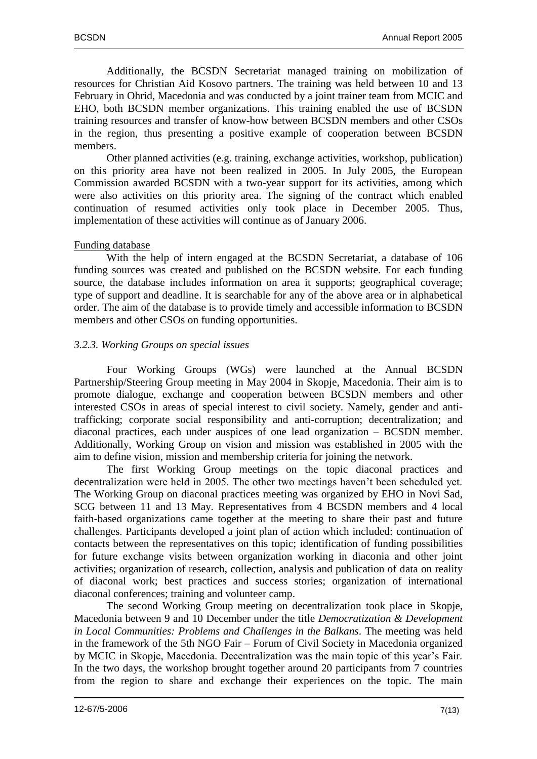Additionally, the BCSDN Secretariat managed training on mobilization of resources for Christian Aid Kosovo partners. The training was held between 10 and 13 February in Ohrid, Macedonia and was conducted by a joint trainer team from MCIC and EHO, both BCSDN member organizations. This training enabled the use of BCSDN training resources and transfer of know-how between BCSDN members and other CSOs in the region, thus presenting a positive example of cooperation between BCSDN members.

Other planned activities (e.g. training, exchange activities, workshop, publication) on this priority area have not been realized in 2005. In July 2005, the European Commission awarded BCSDN with a two-year support for its activities, among which were also activities on this priority area. The signing of the contract which enabled continuation of resumed activities only took place in December 2005. Thus, implementation of these activities will continue as of January 2006.

<u>Funding database</u>

With the help of intern engaged at the BCSDN Secretariat, a database of 106 funding sources was created and published on the BCSDN website. For each funding source, the database includes information on area it supports; geographical coverage; type of support and deadline. It is searchable for any of the above area or in alphabetical order. The aim of the database is to provide timely and accessible information to BCSDN members and other CSOs on funding opportunities.

### *3.2.3. Working Groups on special issues*

Four Working Groups (WGs) were launched at the Annual BCSDN Partnership/Steering Group meeting in May 2004 in Skopje, Macedonia. Their aim is to promote dialogue, exchange and cooperation between BCSDN members and other interested CSOs in areas of special interest to civil society. Namely, gender and anti-trafficking; corporate social responsibility and anti-corruption; decentralization; and diaconal practices, each under auspices of one lead organization – BCSDN member. Additionally, Working Group on vision and mission was established in 2005 with the aim to define vision, mission and membership criteria for joining the network.

The first Working Group meetings on the topic diaconal practices and decentralization were held in 2005. The other two meetings haven't been scheduled yet. The Working Group on diaconal practices meeting was organized by EHO in Novi Sad, SCG between 11 and 13 May. Representatives from 4 BCSDN members and 4 local faith-based organizations came together at the meeting to share their past and future challenges. Participants developed a joint plan of action which included: continuation of contacts between the representatives on this topic; identification of funding possibilities for future exchange visits between organization working in diaconia and other joint activities; organization of research, collection, analysis and publication of data on reality of diaconal work; best practices and success stories; organization of international diaconal conferences; training and volunteer camp.

The second Working Group meeting on decentralization took place in Skopje, Macedonia between 9 and 10 December under the title *Democratization & Development in Local Communities: Problems and Challenges in the Balkans*. The meeting was held in the framework of the 5th NGO Fair – Forum of Civil Society in Macedonia organized by MCIC in Skopje, Macedonia. Decentralization was the main topic of this year's Fair. In the two days, the workshop brought together around 20 participants from 7 countries from the region to share and exchange their experiences on the topic. The main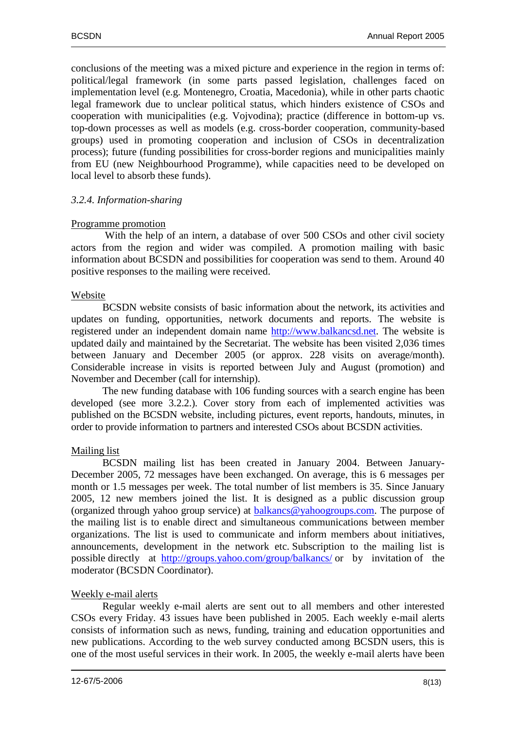conclusions of the meeting was a mixed picture and experience in the region in terms of: political/legal framework (in some parts passed legislation, challenges faced on implementation level (e.g. Montenegro, Croatia, Macedonia), while in other parts chaotic legal framework due to unclear political status, which hinders existence of CSOs and cooperation with municipalities (e.g. Vojvodina); practice (difference in bottom-up vs. top-down processes as well as models (e.g. cross-border cooperation, community-based groups) used in promoting cooperation and inclusion of CSOs in decentralization process); future (funding possibilities for cross-border regions and municipalities mainly from EU (new Neighbourhood Programme), while capacities need to be developed on local level to absorb these funds).

*3.2.4. Information-sharing*

<u>Programme promotion</u>

With the help of an intern, a database of over 500 CSOs and other civil society actors from the region and wider was compiled. A promotion mailing with basic information about BCSDN and possibilities for cooperation was send to them. Around 40 positive responses to the mailing were received.

<u>Website</u>

BCSDN website consists of basic information about the network, its activities and updates on funding, opportunities, network documents and reports. The website is registered under an independent domain name http://www.balkancsd.net. The website is updated daily and maintained by the Secretariat. The website has been visited 2,036 times between January and December 2005 (or approx. 228 visits on average/month). Considerable increase in visits is reported between July and August (promotion) and November and December (call for internship).

The new funding database with 106 funding sources with a search engine has been developed (see more 3.2.2.). Cover story from each of implemented activities was published on the BCSDN website, including pictures, event reports, handouts, minutes, in order to provide information to partners and interested CSOs about BCSDN activities.

<u>Mailing list</u>

BCSDN mailing list has been created in January 2004. Between January-December 2005, 72 messages have been exchanged. On average, this is 6 messages per month or 1.5 messages per week. The total number of list members is 35. Since January 2005, 12 new members joined the list. It is designed as a public discussion group (organized through yahoo group service) at balkancs@yahoogroups.com. The purpose of the mailing list is to enable direct and simultaneous communications between member organizations. The list is used to communicate and inform members about initiatives, announcements, development in the network etc. Subscription to the mailing list is possible directly at http://groups.yahoo.com/group/balkancs/ or by invitation of the moderator (BCSDN Coordinator).

<u>Weekly e-mail alerts</u>

Regular weekly e-mail alerts are sent out to all members and other interested CSOs every Friday. 43 issues have been published in 2005. Each weekly e-mail alerts consists of information such as news, funding, training and education opportunities and new publications. According to the web survey conducted among BCSDN users, this is one of the most useful services in their work. In 2005, the weekly e-mail alerts have been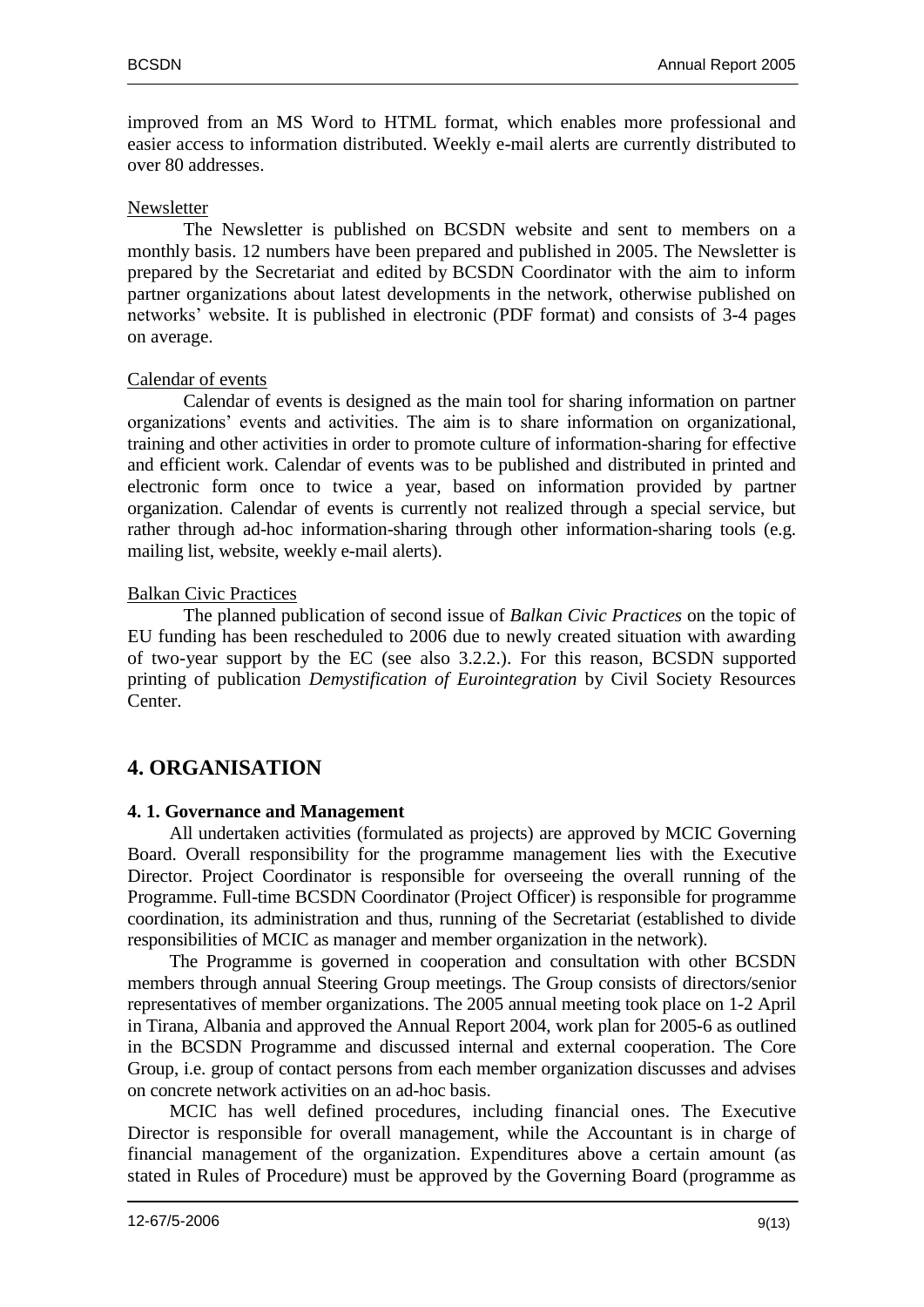improved from an MS Word to HTML format, which enables more professional and easier access to information distributed. Weekly e-mail alerts are currently distributed to over 80 addresses.

Newsletter

The Newsletter is published on BCSDN website and sent to members on a monthly basis. 12 numbers have been prepared and published in 2005. The Newsletter is prepared by the Secretariat and edited by BCSDN Coordinator with the aim to inform partner organizations about latest developments in the network, otherwise published on networks' website. It is published in electronic (PDF format) and consists of 3-4 pages on average.

Calendar of events

Calendar of events is designed as the main tool for sharing information on partner organizations' events and activities. The aim is to share information on organizational, training and other activities in order to promote culture of information-sharing for effective and efficient work. Calendar of events was to be published and distributed in printed and electronic form once to twice a year, based on information provided by partner organization. Calendar of events is currently not realized through a special service, but rather through ad-hoc information-sharing through other information-sharing tools (e.g. mailing list, website, weekly e-mail alerts).

Balkan Civic Practices

The planned publication of second issue of *Balkan Civic Practices* on the topic of EU funding has been rescheduled to 2006 due to newly created situation with awarding of two-year support by the EC (see also 3.2.2.). For this reason, BCSDN supported printing of publication *Demystification of Eurointegration* by Civil Society Resources Center.

## 4. ORGANISATION

### 4. 1. Governance and Management

All undertaken activities (formulated as projects) are approved by MCIC Governing Board. Overall responsibility for the programme management lies with the Executive Director. Project Coordinator is responsible for overseeing the overall running of the Programme. Full-time BCSDN Coordinator (Project Officer) is responsible for programme coordination, its administration and thus, running of the Secretariat (established to divide responsibilities of MCIC as manager and member organization in the network).

The Programme is governed in cooperation and consultation with other BCSDN members through annual Steering Group meetings. The Group consists of directors/senior representatives of member organizations. The 2005 annual meeting took place on 1-2 April in Tirana, Albania and approved the Annual Report 2004, work plan for 2005-6 as outlined in the BCSDN Programme and discussed internal and external cooperation. The Core Group, i.e. group of contact persons from each member organization discusses and advises on concrete network activities on an ad-hoc basis.

MCIC has well defined procedures, including financial ones. The Executive Director is responsible for overall management, while the Accountant is in charge of financial management of the organization. Expenditures above a certain amount (as stated in Rules of Procedure) must be approved by the Governing Board (programme as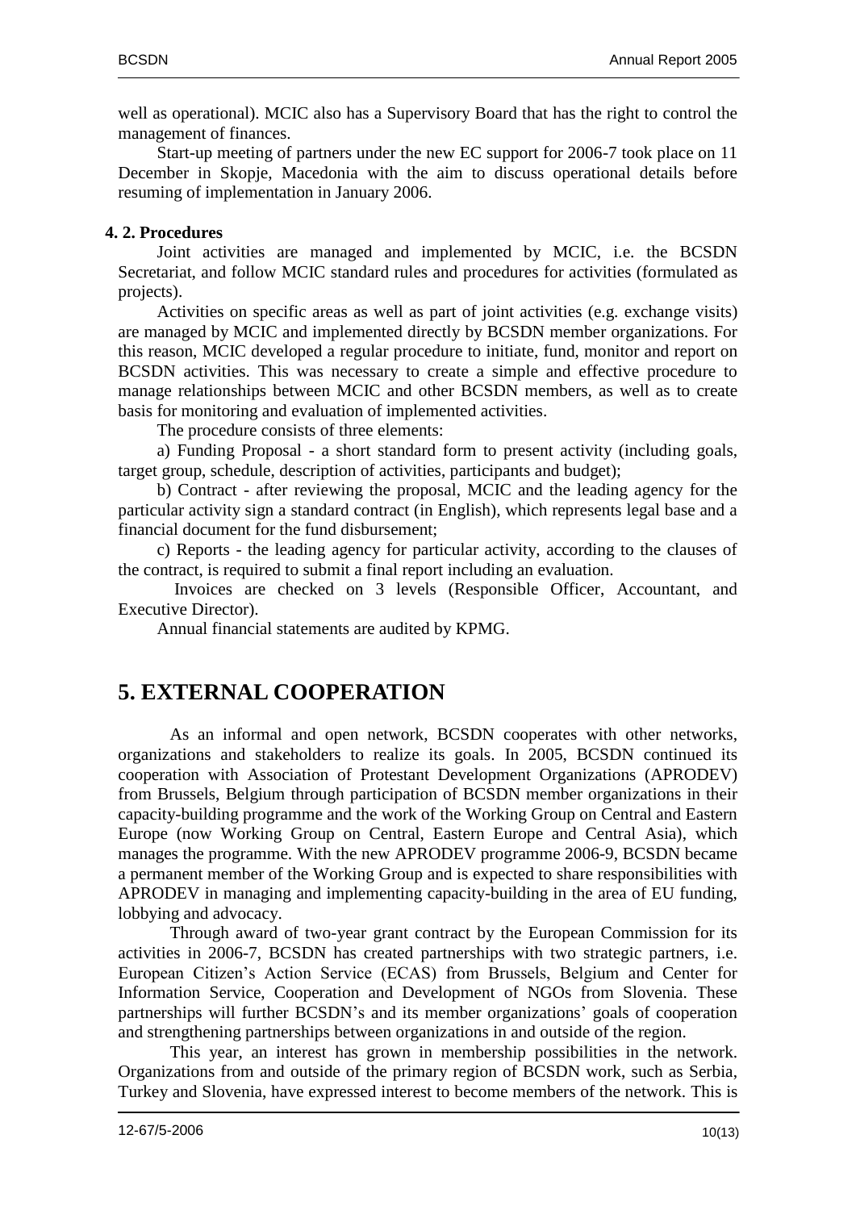well as operational). MCIC also has a Supervisory Board that has the right to control the management of finances.

Start-up meeting of partners under the new EC support for 2006-7 took place on 11 December in Skopje, Macedonia with the aim to discuss operational details before resuming of implementation in January 2006.

### 4. 2. Procedures

Joint activities are managed and implemented by MCIC, i.e. the BCSDN Secretariat, and follow MCIC standard rules and procedures for activities (formulated as projects).

Activities on specific areas as well as part of joint activities (e.g. exchange visits) are managed by MCIC and implemented directly by BCSDN member organizations. For this reason, MCIC developed a regular procedure to initiate, fund, monitor and report on BCSDN activities. This was necessary to create a simple and effective procedure to manage relationships between MCIC and other BCSDN members, as well as to create basis for monitoring and evaluation of implemented activities.

The procedure consists of three elements:

a) Funding Proposal - a short standard form to present activity (including goals, target group, schedule, description of activities, participants and budget);

b) Contract - after reviewing the proposal, MCIC and the leading agency for the particular activity sign a standard contract (in English), which represents legal base and a financial document for the fund disbursement;

c) Reports - the leading agency for particular activity, according to the clauses of the contract, is required to submit a final report including an evaluation.

Invoices are checked on 3 levels (Responsible Officer, Accountant, and Executive Director).

Annual financial statements are audited by KPMG.

## 5. EXTERNAL COOPERATION

As an informal and open network, BCSDN cooperates with other networks, organizations and stakeholders to realize its goals. In 2005, BCSDN continued its cooperation with Association of Protestant Development Organizations (APRODEV) from Brussels, Belgium through participation of BCSDN member organizations in their capacity-building programme and the work of the Working Group on Central and Eastern Europe (now Working Group on Central, Eastern Europe and Central Asia), which manages the programme. With the new APRODEV programme 2006-9, BCSDN became a permanent member of the Working Group and is expected to share responsibilities with APRODEV in managing and implementing capacity-building in the area of EU funding, lobbying and advocacy.

Through award of two-year grant contract by the European Commission for its activities in 2006-7, BCSDN has created partnerships with two strategic partners, i.e. European Citizen's Action Service (ECAS) from Brussels, Belgium and Center for Information Service, Cooperation and Development of NGOs from Slovenia. These partnerships will further BCSDN's and its member organizations' goals of cooperation and strengthening partnerships between organizations in and outside of the region.

This year, an interest has grown in membership possibilities in the network. Organizations from and outside of the primary region of BCSDN work, such as Serbia, Turkey and Slovenia, have expressed interest to become members of the network. This is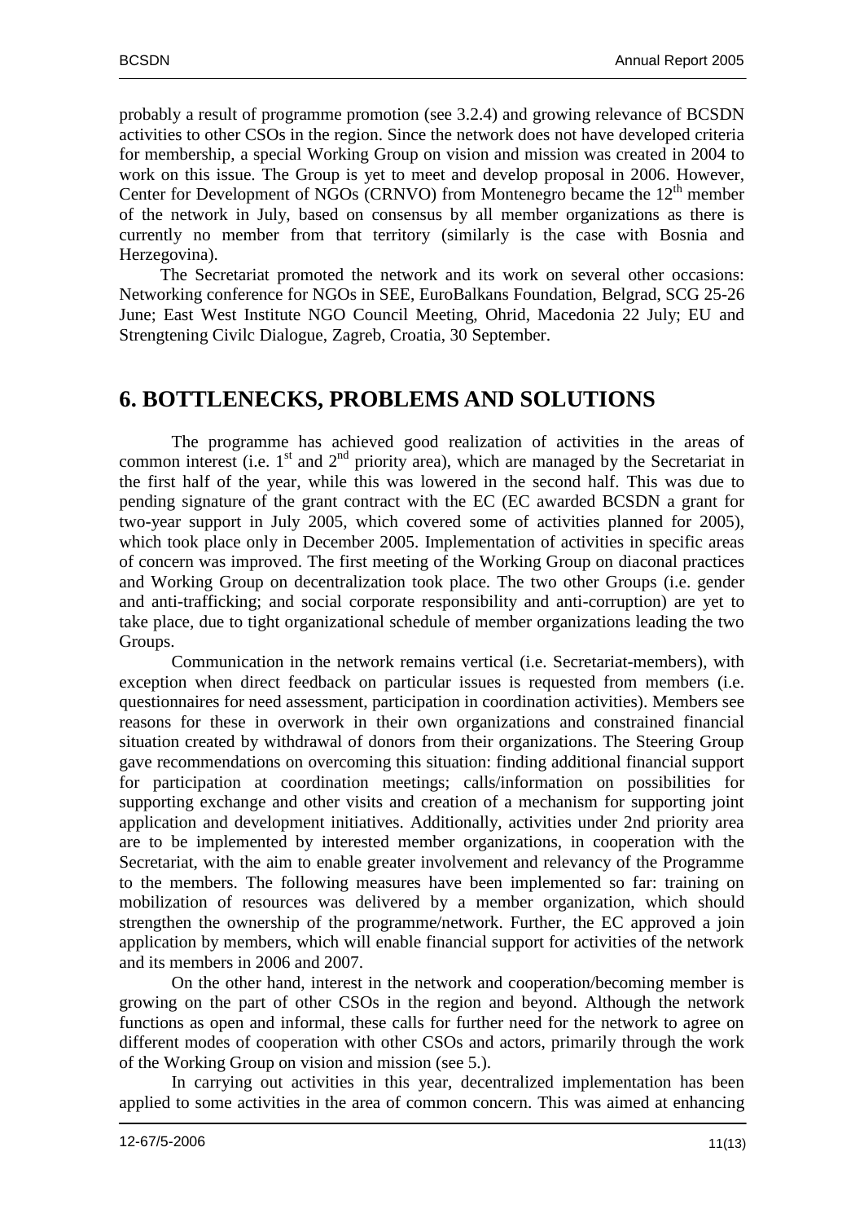probably a result of programme promotion (see 3.2.4) and growing relevance of BCSDN activities to other CSOs in the region. Since the network does not have developed criteria for membership, a special Working Group on vision and mission was created in 2004 to work on this issue. The Group is yet to meet and develop proposal in 2006. However, Center for Development of NGOs (CRNVO) from Montenegro became the 12th member of the network in July, based on consensus by all member organizations as there is currently no member from that territory (similarly is the case with Bosnia and Herzegovina).

The Secretariat promoted the network and its work on several other occasions: Networking conference for NGOs in SEE, EuroBalkans Foundation, Belgrad, SCG 25-26 June; East West Institute NGO Council Meeting, Ohrid, Macedonia 22 July; EU and Strengtening Civilc Dialogue, Zagreb, Croatia, 30 September.

# 6. BOTTLENECKS, PROBLEMS AND SOLUTIONS

The programme has achieved good realization of activities in the areas of common interest (i.e. 1st and 2nd priority area), which are managed by the Secretariat in the first half of the year, while this was lowered in the second half. This was due to pending signature of the grant contract with the EC (EC awarded BCSDN a grant for two-year support in July 2005, which covered some of activities planned for 2005), which took place only in December 2005. Implementation of activities in specific areas of concern was improved. The first meeting of the Working Group on diaconal practices and Working Group on decentralization took place. The two other Groups (i.e. gender and anti-trafficking; and social corporate responsibility and anti-corruption) are yet to take place, due to tight organizational schedule of member organizations leading the two Groups.

Communication in the network remains vertical (i.e. Secretariat-members), with exception when direct feedback on particular issues is requested from members (i.e. questionnaires for need assessment, participation in coordination activities). Members see reasons for these in overwork in their own organizations and constrained financial situation created by withdrawal of donors from their organizations. The Steering Group gave recommendations on overcoming this situation: finding additional financial support for participation at coordination meetings; calls/information on possibilities for supporting exchange and other visits and creation of a mechanism for supporting joint application and development initiatives. Additionally, activities under 2nd priority area are to be implemented by interested member organizations, in cooperation with the Secretariat, with the aim to enable greater involvement and relevancy of the Programme to the members. The following measures have been implemented so far: training on mobilization of resources was delivered by a member organization, which should strengthen the ownership of the programme/network. Further, the EC approved a join application by members, which will enable financial support for activities of the network and its members in 2006 and 2007.

On the other hand, interest in the network and cooperation/becoming member is growing on the part of other CSOs in the region and beyond. Although the network functions as open and informal, these calls for further need for the network to agree on different modes of cooperation with other CSOs and actors, primarily through the work of the Working Group on vision and mission (see 5.).

In carrying out activities in this year, decentralized implementation has been applied to some activities in the area of common concern. This was aimed at enhancing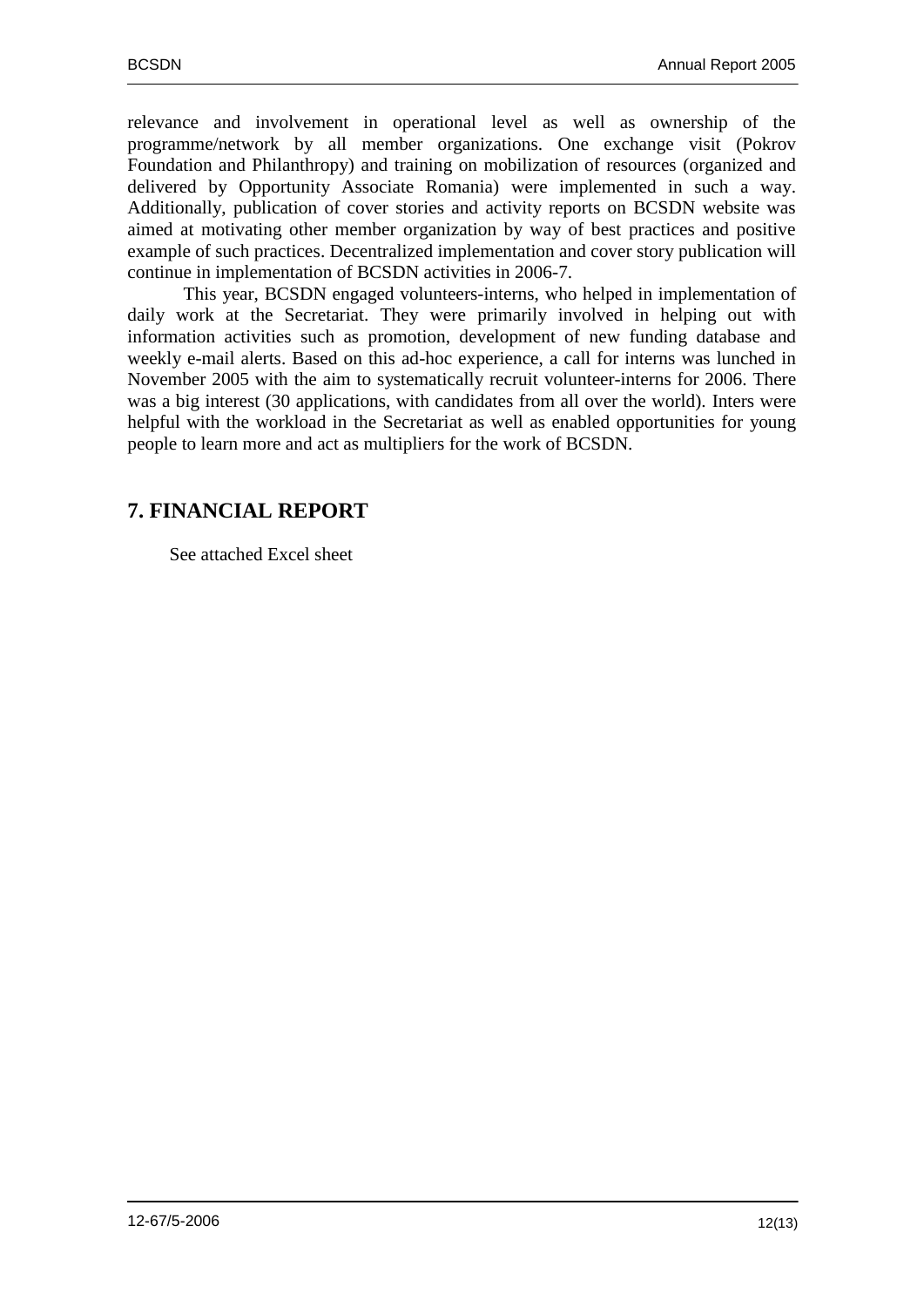relevance and involvement in operational level as well as ownership of the programme/network by all member organizations. One exchange visit (Pokrov Foundation and Philanthropy) and training on mobilization of resources (organized and delivered by Opportunity Associate Romania) were implemented in such a way. Additionally, publication of cover stories and activity reports on BCSDN website was aimed at motivating other member organization by way of best practices and positive example of such practices. Decentralized implementation and cover story publication will continue in implementation of BCSDN activities in 2006-7.

This year, BCSDN engaged volunteers-interns, who helped in implementation of daily work at the Secretariat. They were primarily involved in helping out with information activities such as promotion, development of new funding database and weekly e-mail alerts. Based on this ad-hoc experience, a call for interns was lunched in November 2005 with the aim to systematically recruit volunteer-interns for 2006. There was a big interest (30 applications, with candidates from all over the world). Inters were helpful with the workload in the Secretariat as well as enabled opportunities for young people to learn more and act as multipliers for the work of BCSDN.

## 7. FINANCIAL REPORT

See attached Excel sheet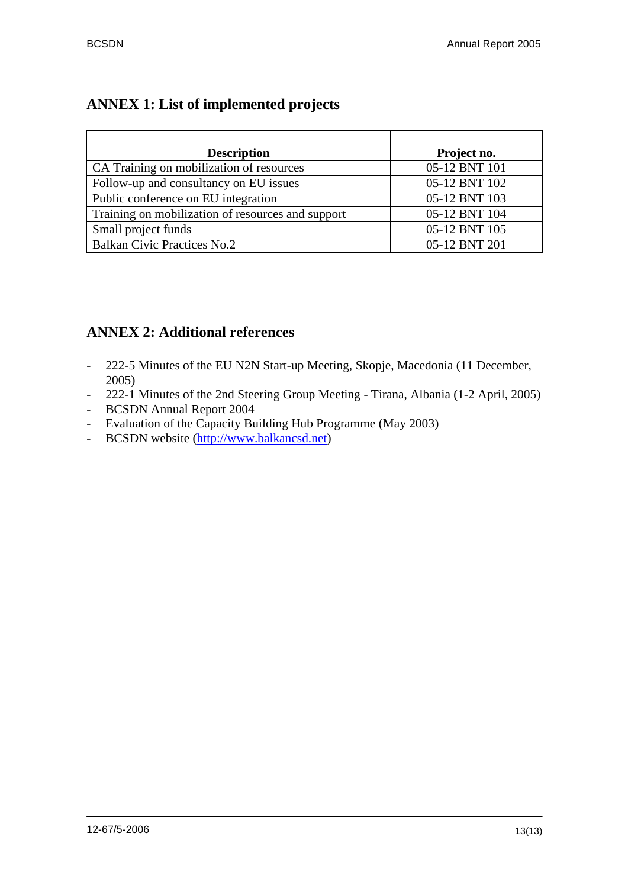## ANNEX 1: List of implemented projects

| Description | Project no. |
|---|---|
| CA Training on mobilization of resources | 05-12 BNT 101 |
| Follow-up and consultancy on EU issues | 05-12 BNT 102 |
| Public conference on EU integration | 05-12 BNT 103 |
| Training on mobilization of resources and support | 05-12 BNT 104 |
| Small project funds | 05-12 BNT 105 |
| Balkan Civic Practices No.2 | 05-12 BNT 201 |

## ANNEX 2: Additional references

- 222-5 Minutes of the EU N2N Start-up Meeting, Skopje, Macedonia (11 December, 2005)
- 222-1 Minutes of the 2nd Steering Group Meeting - Tirana, Albania (1-2 April, 2005)
- BCSDN Annual Report 2004
- Evaluation of the Capacity Building Hub Programme (May 2003)
- BCSDN website (http://www.balkancsd.net)